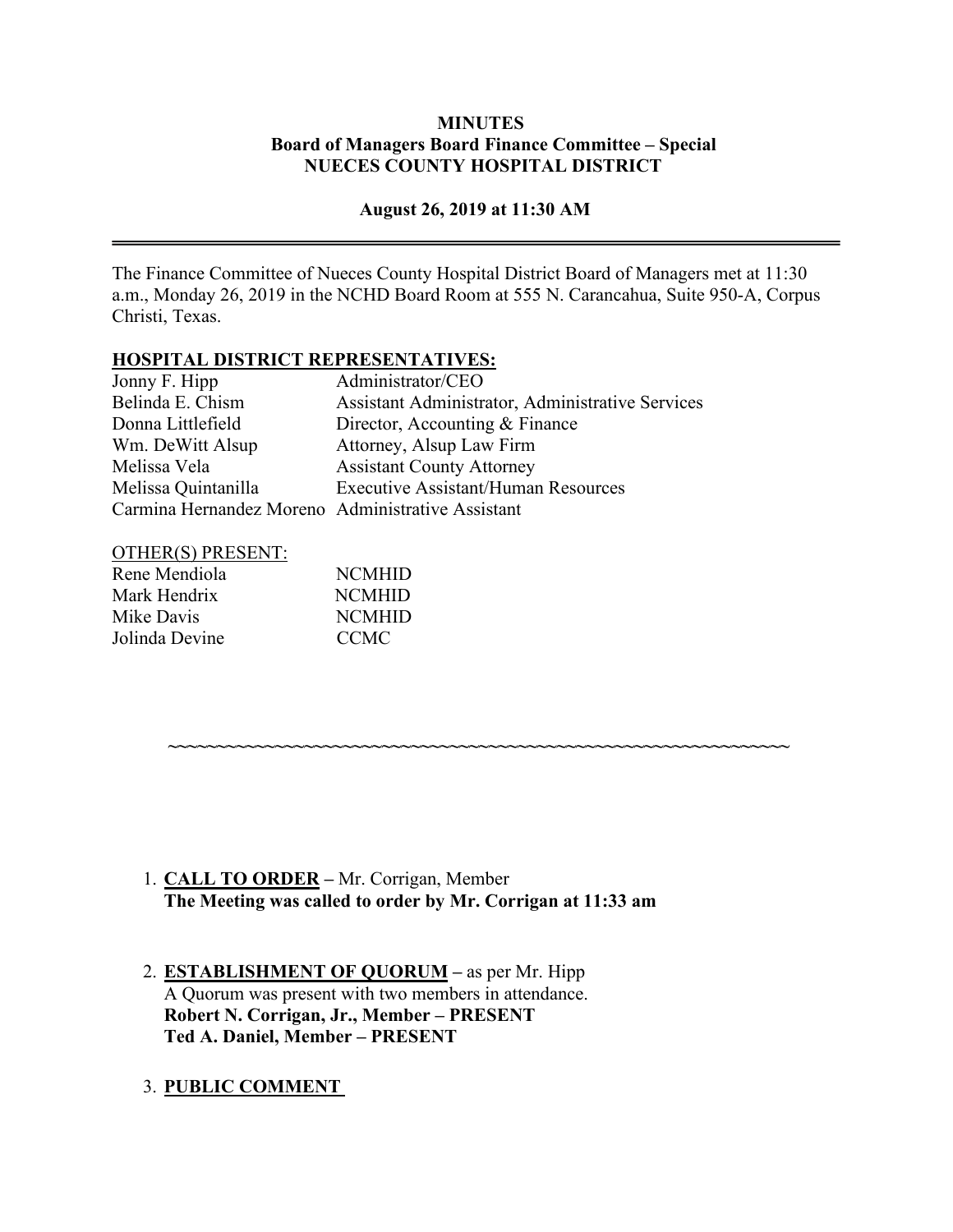**MINUTES**
**Board of Managers Board Finance Committee – Special**
**NUECES COUNTY HOSPITAL DISTRICT**

**August 26, 2019 at 11:30 AM**

---

The Finance Committee of Nueces County Hospital District Board of Managers met at 11:30 a.m., Monday 26, 2019 in the NCHD Board Room at 555 N. Carancahua, Suite 950-A, Corpus Christi, Texas.

**HOSPITAL DISTRICT REPRESENTATIVES:**

| | |
|---|---|
| Jonny F. Hipp | Administrator/CEO |
| Belinda E. Chism | Assistant Administrator, Administrative Services |
| Donna Littlefield | Director, Accounting & Finance |
| Wm. DeWitt Alsup | Attorney, Alsup Law Firm |
| Melissa Vela | Assistant County Attorney |
| Melissa Quintanilla | Executive Assistant/Human Resources |
| Carmina Hernandez Moreno | Administrative Assistant |

OTHER(S) PRESENT:

| | |
|---|---|
| Rene Mendiola | NCMHID |
| Mark Hendrix | NCMHID |
| Mike Davis | NCMHID |
| Jolinda Devine | CCMC |

~~~~~~~~~~~~~~~~~~~~~~~~~~~~~~~~~~~~~~~~~~~~~~~~~~~~~~~~~~~~~~~~~~~~

1. **CALL TO ORDER –** Mr. Corrigan, Member
   **The Meeting was called to order by Mr. Corrigan at 11:33 am**

2. **ESTABLISHMENT OF QUORUM –** as per Mr. Hipp
   A Quorum was present with two members in attendance.
   **Robert N. Corrigan, Jr., Member – PRESENT**
   **Ted A. Daniel, Member – PRESENT**

3. **PUBLIC COMMENT**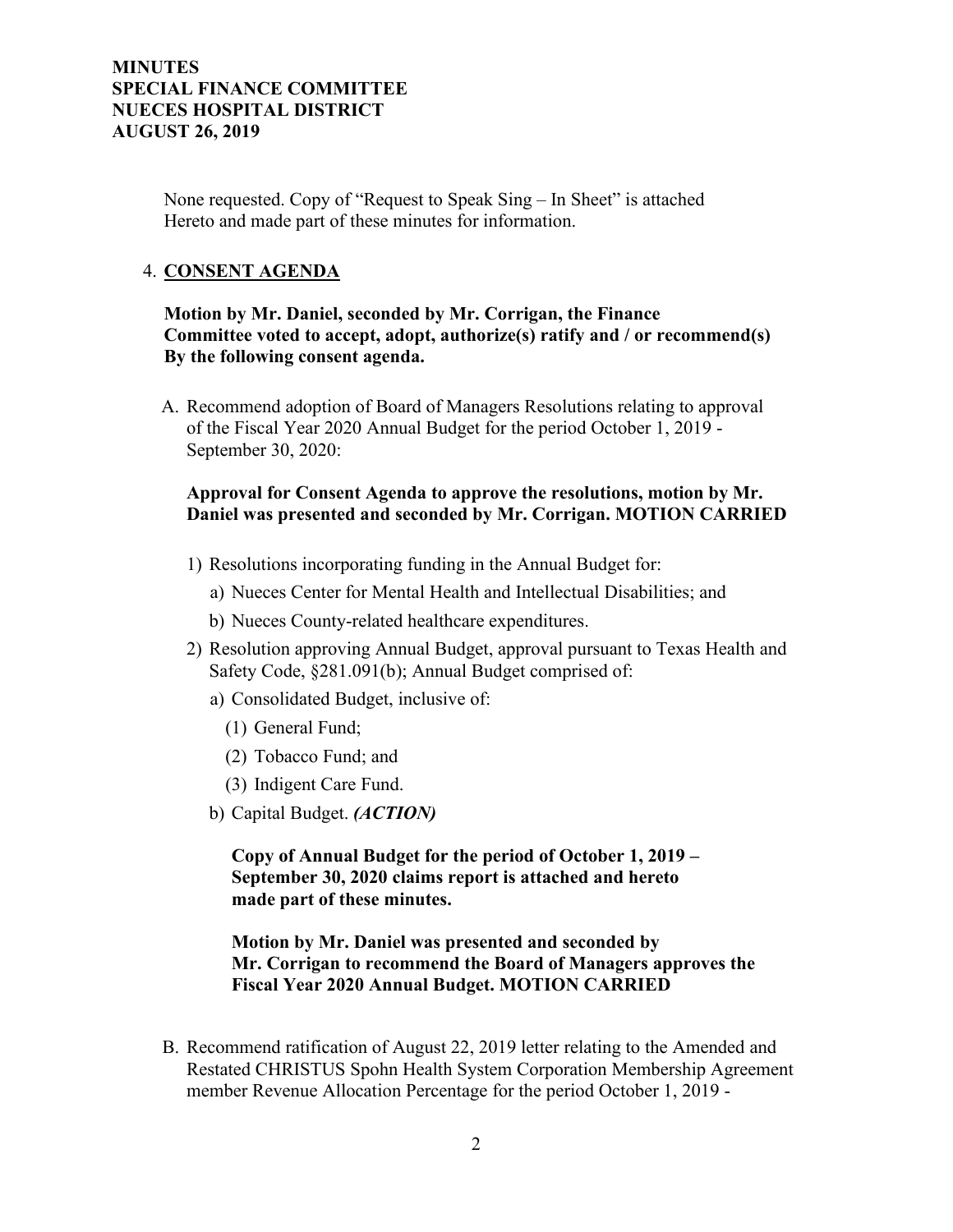None requested. Copy of "Request to Speak Sing – In Sheet" is attached Hereto and made part of these minutes for information.

4. **CONSENT AGENDA**

**Motion by Mr. Daniel, seconded by Mr. Corrigan, the Finance Committee voted to accept, adopt, authorize(s) ratify and / or recommend(s) By the following consent agenda.**

A. Recommend adoption of Board of Managers Resolutions relating to approval of the Fiscal Year 2020 Annual Budget for the period October 1, 2019 - September 30, 2020:

**Approval for Consent Agenda to approve the resolutions, motion by Mr. Daniel was presented and seconded by Mr. Corrigan. MOTION CARRIED**

1) Resolutions incorporating funding in the Annual Budget for:
   a) Nueces Center for Mental Health and Intellectual Disabilities; and
   b) Nueces County-related healthcare expenditures.
2) Resolution approving Annual Budget, approval pursuant to Texas Health and Safety Code, §281.091(b); Annual Budget comprised of:
   a) Consolidated Budget, inclusive of:
      (1) General Fund;
      (2) Tobacco Fund; and
      (3) Indigent Care Fund.
   b) Capital Budget. ***(ACTION)***

**Copy of Annual Budget for the period of October 1, 2019 – September 30, 2020 claims report is attached and hereto made part of these minutes.**

**Motion by Mr. Daniel was presented and seconded by Mr. Corrigan to recommend the Board of Managers approves the Fiscal Year 2020 Annual Budget. MOTION CARRIED**

B. Recommend ratification of August 22, 2019 letter relating to the Amended and Restated CHRISTUS Spohn Health System Corporation Membership Agreement member Revenue Allocation Percentage for the period October 1, 2019 -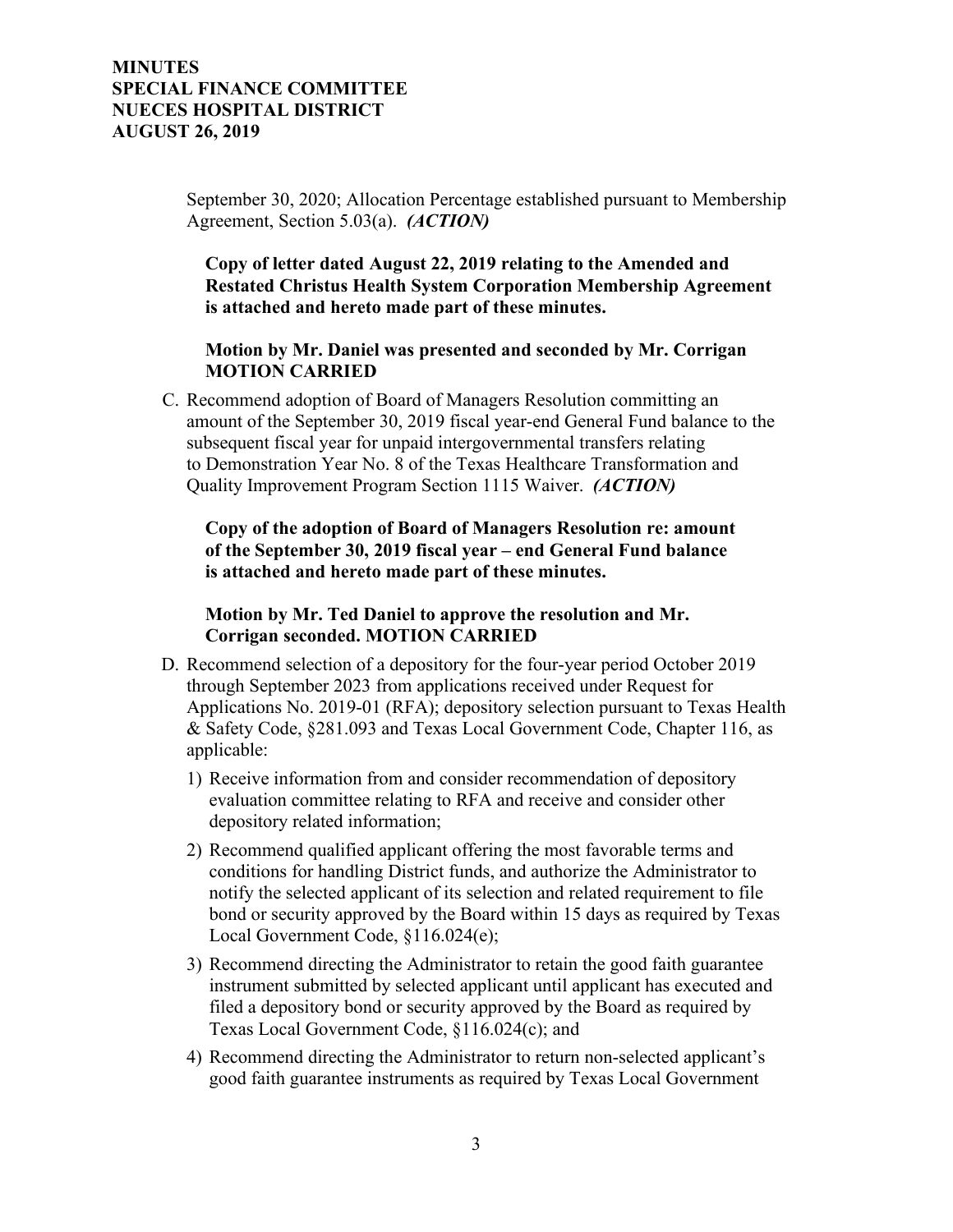September 30, 2020; Allocation Percentage established pursuant to Membership Agreement, Section 5.03(a). ***(ACTION)***

**Copy of letter dated August 22, 2019 relating to the Amended and Restated Christus Health System Corporation Membership Agreement is attached and hereto made part of these minutes.**

**Motion by Mr. Daniel was presented and seconded by Mr. Corrigan MOTION CARRIED**

C. Recommend adoption of Board of Managers Resolution committing an amount of the September 30, 2019 fiscal year-end General Fund balance to the subsequent fiscal year for unpaid intergovernmental transfers relating to Demonstration Year No. 8 of the Texas Healthcare Transformation and Quality Improvement Program Section 1115 Waiver. ***(ACTION)***

   **Copy of the adoption of Board of Managers Resolution re: amount of the September 30, 2019 fiscal year – end General Fund balance is attached and hereto made part of these minutes.**

   **Motion by Mr. Ted Daniel to approve the resolution and Mr. Corrigan seconded. MOTION CARRIED**

D. Recommend selection of a depository for the four-year period October 2019 through September 2023 from applications received under Request for Applications No. 2019-01 (RFA); depository selection pursuant to Texas Health & Safety Code, §281.093 and Texas Local Government Code, Chapter 116, as applicable:

   1) Receive information from and consider recommendation of depository evaluation committee relating to RFA and receive and consider other depository related information;
   2) Recommend qualified applicant offering the most favorable terms and conditions for handling District funds, and authorize the Administrator to notify the selected applicant of its selection and related requirement to file bond or security approved by the Board within 15 days as required by Texas Local Government Code, §116.024(e);
   3) Recommend directing the Administrator to retain the good faith guarantee instrument submitted by selected applicant until applicant has executed and filed a depository bond or security approved by the Board as required by Texas Local Government Code, §116.024(c); and
   4) Recommend directing the Administrator to return non-selected applicant's good faith guarantee instruments as required by Texas Local Government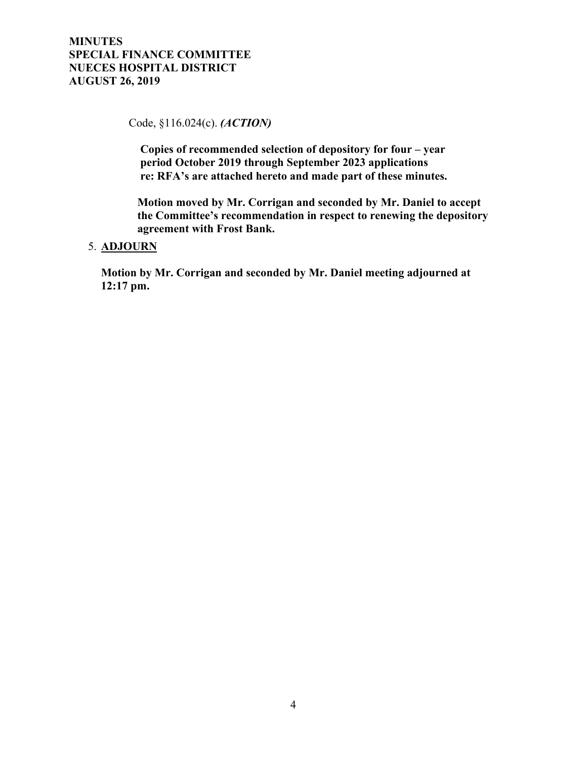Code, §116.024(c). ***(ACTION)***

**Copies of recommended selection of depository for four – year period October 2019 through September 2023 applications re: RFA's are attached hereto and made part of these minutes.**

**Motion moved by Mr. Corrigan and seconded by Mr. Daniel to accept the Committee's recommendation in respect to renewing the depository agreement with Frost Bank.**

5. **ADJOURN**

**Motion by Mr. Corrigan and seconded by Mr. Daniel meeting adjourned at 12:17 pm.**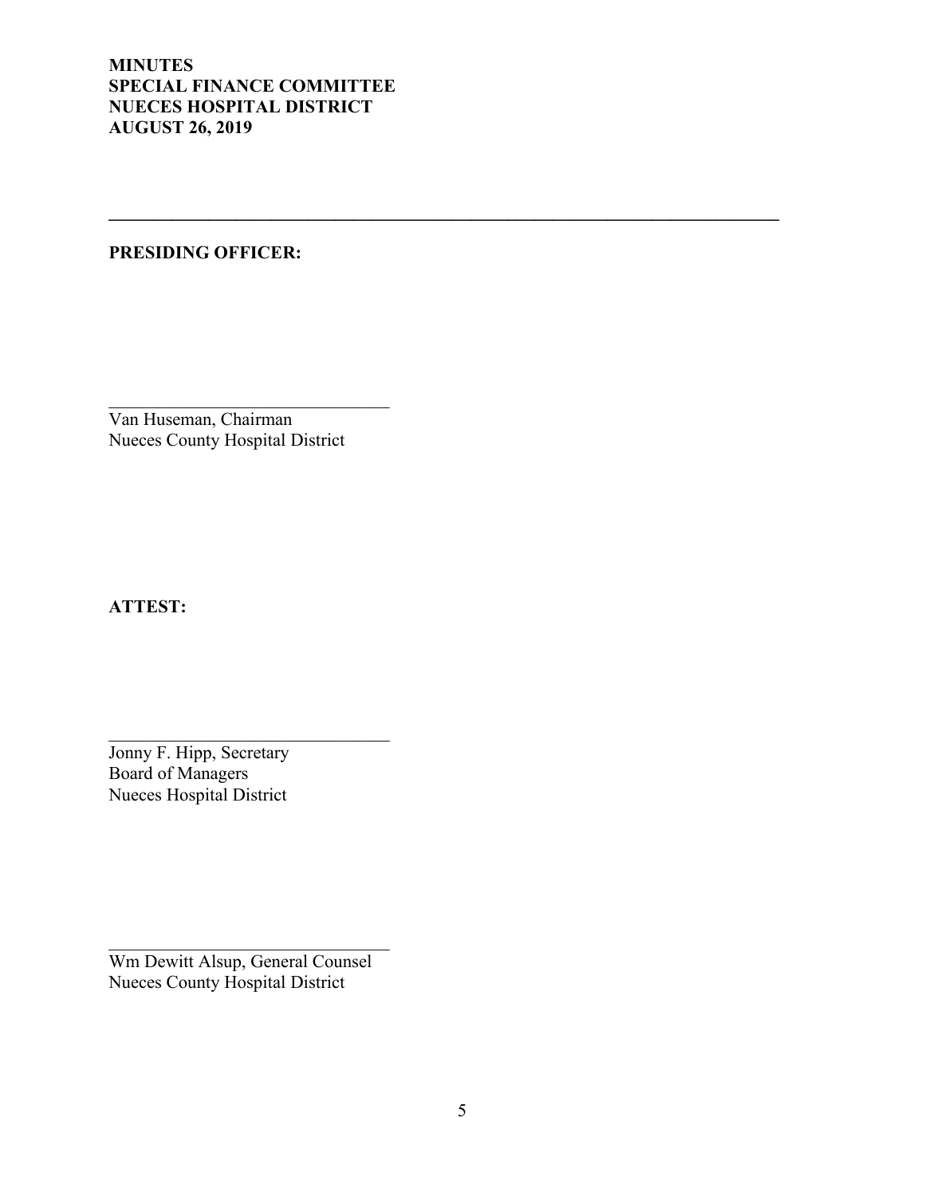**MINUTES**
**SPECIAL FINANCE COMMITTEE**
**NUECES HOSPITAL DISTRICT**
**AUGUST 26, 2019**

---

**PRESIDING OFFICER:**

\_\_\_\_\_\_\_\_\_\_\_\_\_\_\_\_\_\_\_\_\_\_\_\_\_\_\_\_\_\_\_\_

Van Huseman, Chairman
Nueces County Hospital District

**ATTEST:**

\_\_\_\_\_\_\_\_\_\_\_\_\_\_\_\_\_\_\_\_\_\_\_\_\_\_\_\_\_\_\_\_

Jonny F. Hipp, Secretary
Board of Managers
Nueces Hospital District

\_\_\_\_\_\_\_\_\_\_\_\_\_\_\_\_\_\_\_\_\_\_\_\_\_\_\_\_\_\_\_\_

Wm Dewitt Alsup, General Counsel
Nueces County Hospital District